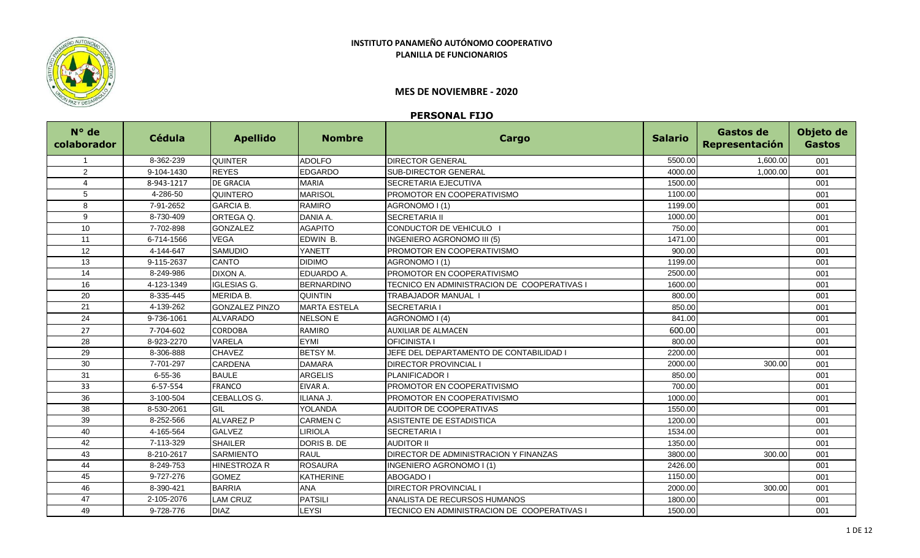# INSTITUTO PANAMEÑO AUTÓNOMO COOPERATIVO

## PLANILLA DE FUNCIONARIOS

### MES DE NOVIEMBRE - 2020

### PERSONAL FIJO

| N° de colaborador | Cédula | Apellido | Nombre | Cargo | Salario | Gastos de Representación | Objeto de Gastos |
|---|---|---|---|---|---|---|---|
| 1 | 8-362-239 | QUINTER | ADOLFO | DIRECTOR GENERAL | 5500.00 | 1,600.00 | 001 |
| 2 | 9-104-1430 | REYES | EDGARDO | SUB-DIRECTOR GENERAL | 4000.00 | 1,000.00 | 001 |
| 4 | 8-943-1217 | DE GRACIA | MARIA | SECRETARIA EJECUTIVA | 1500.00 | | 001 |
| 5 | 4-286-50 | QUINTERO | MARISOL | PROMOTOR EN COOPERATIVISMO | 1100.00 | | 001 |
| 8 | 7-91-2652 | GARCIA B. | RAMIRO | AGRONOMO I (1) | 1199.00 | | 001 |
| 9 | 8-730-409 | ORTEGA Q. | DANIA A. | SECRETARIA II | 1000.00 | | 001 |
| 10 | 7-702-898 | GONZALEZ | AGAPITO | CONDUCTOR DE VEHICULO I | 750.00 | | 001 |
| 11 | 6-714-1566 | VEGA | EDWIN B. | INGENIERO AGRONOMO III (5) | 1471.00 | | 001 |
| 12 | 4-144-647 | SAMUDIO | YANETT | PROMOTOR EN COOPERATIVISMO | 900.00 | | 001 |
| 13 | 9-115-2637 | CANTO | DIDIMO | AGRONOMO I (1) | 1199.00 | | 001 |
| 14 | 8-249-986 | DIXON A. | EDUARDO A. | PROMOTOR EN COOPERATIVISMO | 2500.00 | | 001 |
| 16 | 4-123-1349 | IGLESIAS G. | BERNARDINO | TECNICO EN ADMINISTRACION DE COOPERATIVAS I | 1600.00 | | 001 |
| 20 | 8-335-445 | MERIDA B. | QUINTIN | TRABAJADOR MANUAL I | 800.00 | | 001 |
| 21 | 4-139-262 | GONZALEZ PINZO | MARTA ESTELA | SECRETARIA I | 850.00 | | 001 |
| 24 | 9-736-1061 | ALVARADO | NELSON E | AGRONOMO I (4) | 841.00 | | 001 |
| 27 | 7-704-602 | CORDOBA | RAMIRO | AUXILIAR DE ALMACEN | 600.00 | | 001 |
| 28 | 8-923-2270 | VARELA | EYMI | OFICINISTA I | 800.00 | | 001 |
| 29 | 8-306-888 | CHAVEZ | BETSY M. | JEFE DEL DEPARTAMENTO DE CONTABILIDAD I | 2200.00 | | 001 |
| 30 | 7-701-297 | CARDENA | DAMARA | DIRECTOR PROVINCIAL I | 2000.00 | 300.00 | 001 |
| 31 | 6-55-36 | BAULE | ARGELIS | PLANIFICADOR I | 850.00 | | 001 |
| 33 | 6-57-554 | FRANCO | EIVAR A. | PROMOTOR EN COOPERATIVISMO | 700.00 | | 001 |
| 36 | 3-100-504 | CEBALLOS G. | ILIANA J. | PROMOTOR EN COOPERATIVISMO | 1000.00 | | 001 |
| 38 | 8-530-2061 | GIL | YOLANDA | AUDITOR DE COOPERATIVAS | 1550.00 | | 001 |
| 39 | 8-252-566 | ALVAREZ P | CARMEN C | ASISTENTE DE ESTADISTICA | 1200.00 | | 001 |
| 40 | 4-165-564 | GALVEZ | LIRIOLA | SECRETARIA I | 1534.00 | | 001 |
| 42 | 7-113-329 | SHAILER | DORIS B. DE | AUDITOR II | 1350.00 | | 001 |
| 43 | 8-210-2617 | SARMIENTO | RAUL | DIRECTOR DE ADMINISTRACION Y FINANZAS | 3800.00 | 300.00 | 001 |
| 44 | 8-249-753 | HINESTROZA R | ROSAURA | INGENIERO AGRONOMO I (1) | 2426.00 | | 001 |
| 45 | 9-727-276 | GOMEZ | KATHERINE | ABOGADO I | 1150.00 | | 001 |
| 46 | 8-390-421 | BARRIA | ANA | DIRECTOR PROVINCIAL I | 2000.00 | 300.00 | 001 |
| 47 | 2-105-2076 | LAM CRUZ | PATSILI | ANALISTA DE RECURSOS HUMANOS | 1800.00 | | 001 |
| 49 | 9-728-776 | DIAZ | LEYSI | TECNICO EN ADMINISTRACION DE COOPERATIVAS I | 1500.00 | | 001 |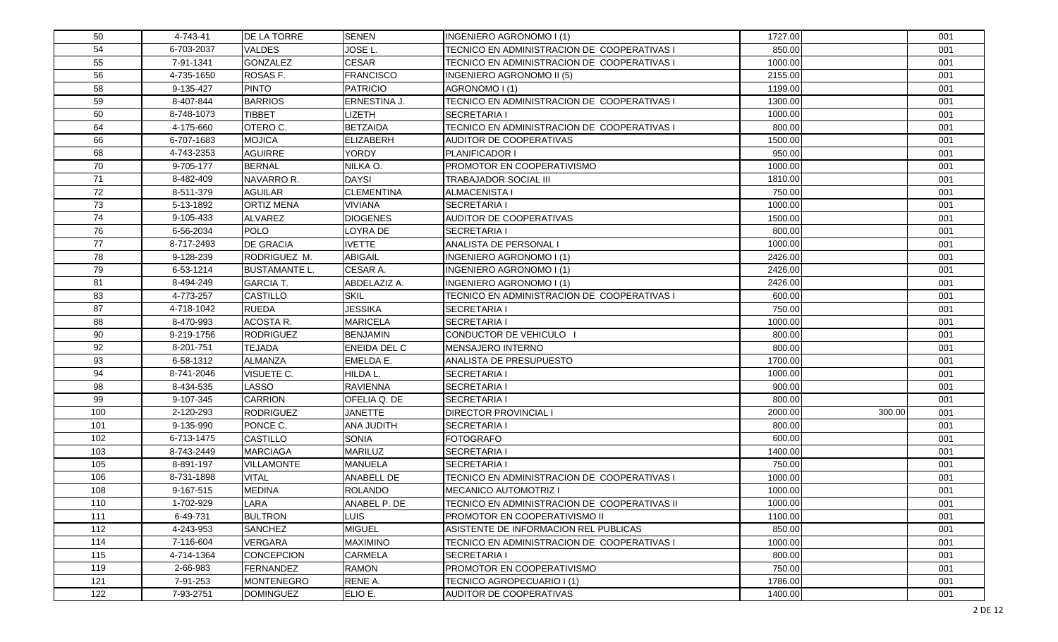| | | | | | | | |
|---|---|---|---|---|---|---|---|
| 50 | 4-743-41 | DE LA TORRE | SENEN | INGENIERO AGRONOMO I (1) | 1727.00 | | 001 |
| 54 | 6-703-2037 | VALDES | JOSE L. | TECNICO EN ADMINISTRACION DE COOPERATIVAS I | 850.00 | | 001 |
| 55 | 7-91-1341 | GONZALEZ | CESAR | TECNICO EN ADMINISTRACION DE COOPERATIVAS I | 1000.00 | | 001 |
| 56 | 4-735-1650 | ROSAS F. | FRANCISCO | INGENIERO AGRONOMO II (5) | 2155.00 | | 001 |
| 58 | 9-135-427 | PINTO | PATRICIO | AGRONOMO I (1) | 1199.00 | | 001 |
| 59 | 8-407-844 | BARRIOS | ERNESTINA J. | TECNICO EN ADMINISTRACION DE COOPERATIVAS I | 1300.00 | | 001 |
| 60 | 8-748-1073 | TIBBET | LIZETH | SECRETARIA I | 1000.00 | | 001 |
| 64 | 4-175-660 | OTERO C. | BETZAIDA | TECNICO EN ADMINISTRACION DE COOPERATIVAS I | 800.00 | | 001 |
| 66 | 6-707-1683 | MOJICA | ELIZABERH | AUDITOR DE COOPERATIVAS | 1500.00 | | 001 |
| 68 | 4-743-2353 | AGUIRRE | YORDY | PLANIFICADOR I | 950.00 | | 001 |
| 70 | 9-705-177 | BERNAL | NILKA O. | PROMOTOR EN COOPERATIVISMO | 1000.00 | | 001 |
| 71 | 8-482-409 | NAVARRO R. | DAYSI | TRABAJADOR SOCIAL III | 1810.00 | | 001 |
| 72 | 8-511-379 | AGUILAR | CLEMENTINA | ALMACENISTA I | 750.00 | | 001 |
| 73 | 5-13-1892 | ORTIZ MENA | VIVIANA | SECRETARIA I | 1000.00 | | 001 |
| 74 | 9-105-433 | ALVAREZ | DIOGENES | AUDITOR DE COOPERATIVAS | 1500.00 | | 001 |
| 76 | 6-56-2034 | POLO | LOYRA DE | SECRETARIA I | 800.00 | | 001 |
| 77 | 8-717-2493 | DE GRACIA | IVETTE | ANALISTA DE PERSONAL I | 1000.00 | | 001 |
| 78 | 9-128-239 | RODRIGUEZ M. | ABIGAIL | INGENIERO AGRONOMO I (1) | 2426.00 | | 001 |
| 79 | 6-53-1214 | BUSTAMANTE L. | CESAR A. | INGENIERO AGRONOMO I (1) | 2426.00 | | 001 |
| 81 | 8-494-249 | GARCIA T. | ABDELAZIZ A. | INGENIERO AGRONOMO I (1) | 2426.00 | | 001 |
| 83 | 4-773-257 | CASTILLO | SKIL | TECNICO EN ADMINISTRACION DE COOPERATIVAS I | 600.00 | | 001 |
| 87 | 4-718-1042 | RUEDA | JESSIKA | SECRETARIA I | 750.00 | | 001 |
| 88 | 8-470-993 | ACOSTA R. | MARICELA | SECRETARIA I | 1000.00 | | 001 |
| 90 | 9-219-1756 | RODRIGUEZ | BENJAMIN | CONDUCTOR DE VEHICULO I | 800.00 | | 001 |
| 92 | 8-201-751 | TEJADA | ENEIDA DEL C | MENSAJERO INTERNO | 800.00 | | 001 |
| 93 | 6-58-1312 | ALMANZA | EMELDA E. | ANALISTA DE PRESUPUESTO | 1700.00 | | 001 |
| 94 | 8-741-2046 | VISUETE C. | HILDA L. | SECRETARIA I | 1000.00 | | 001 |
| 98 | 8-434-535 | LASSO | RAVIENNA | SECRETARIA I | 900.00 | | 001 |
| 99 | 9-107-345 | CARRION | OFELIA Q. DE | SECRETARIA I | 800.00 | | 001 |
| 100 | 2-120-293 | RODRIGUEZ | JANETTE | DIRECTOR PROVINCIAL I | 2000.00 | 300.00 | 001 |
| 101 | 9-135-990 | PONCE C. | ANA JUDITH | SECRETARIA I | 800.00 | | 001 |
| 102 | 6-713-1475 | CASTILLO | SONIA | FOTOGRAFO | 600.00 | | 001 |
| 103 | 8-743-2449 | MARCIAGA | MARILUZ | SECRETARIA I | 1400.00 | | 001 |
| 105 | 8-891-197 | VILLAMONTE | MANUELA | SECRETARIA I | 750.00 | | 001 |
| 106 | 8-731-1898 | VITAL | ANABELL DE | TECNICO EN ADMINISTRACION DE COOPERATIVAS I | 1000.00 | | 001 |
| 108 | 9-167-515 | MEDINA | ROLANDO | MECANICO AUTOMOTRIZ I | 1000.00 | | 001 |
| 110 | 1-702-929 | LARA | ANABEL P. DE | TECNICO EN ADMINISTRACION DE COOPERATIVAS II | 1000.00 | | 001 |
| 111 | 6-49-731 | BULTRON | LUIS | PROMOTOR EN COOPERATIVISMO II | 1100.00 | | 001 |
| 112 | 4-243-953 | SANCHEZ | MIGUEL | ASISTENTE DE INFORMACION REL PUBLICAS | 850.00 | | 001 |
| 114 | 7-116-604 | VERGARA | MAXIMINO | TECNICO EN ADMINISTRACION DE COOPERATIVAS I | 1000.00 | | 001 |
| 115 | 4-714-1364 | CONCEPCION | CARMELA | SECRETARIA I | 800.00 | | 001 |
| 119 | 2-66-983 | FERNANDEZ | RAMON | PROMOTOR EN COOPERATIVISMO | 750.00 | | 001 |
| 121 | 7-91-253 | MONTENEGRO | RENE A. | TECNICO AGROPECUARIO I (1) | 1786.00 | | 001 |
| 122 | 7-93-2751 | DOMINGUEZ | ELIO E. | AUDITOR DE COOPERATIVAS | 1400.00 | | 001 |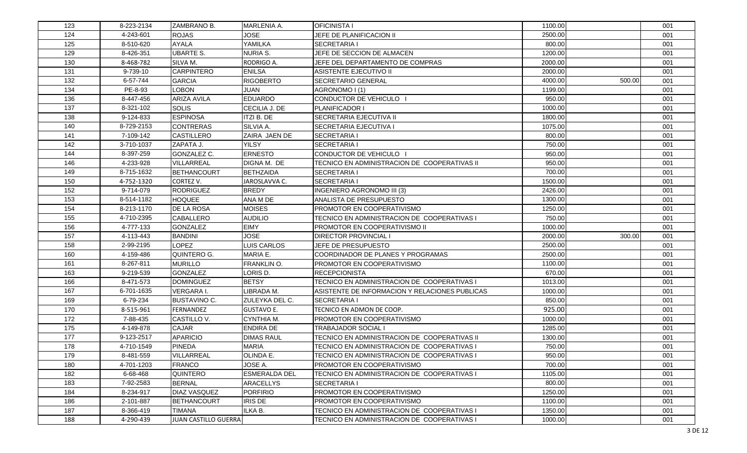|  |  |  |  |  |  |  |  |
|---|---|---|---|---|---|---|---|
| 123 | 8-223-2134 | ZAMBRANO B. | MARLENIA A. | OFICINISTA I | 1100.00 |  | 001 |
| 124 | 4-243-601 | ROJAS | JOSE | JEFE DE PLANIFICACION II | 2500.00 |  | 001 |
| 125 | 8-510-620 | AYALA | YAMILKA | SECRETARIA I | 800.00 |  | 001 |
| 129 | 8-426-351 | UBARTE S. | NURIA S. | JEFE DE SECCION DE ALMACEN | 1200.00 |  | 001 |
| 130 | 8-468-782 | SILVA M. | RODRIGO A. | JEFE DEL DEPARTAMENTO DE COMPRAS | 2000.00 |  | 001 |
| 131 | 9-739-10 | CARPINTERO | ENILSA | ASISTENTE EJECUTIVO II | 2000.00 |  | 001 |
| 132 | 6-57-744 | GARCIA | RIGOBERTO | SECRETARIO GENERAL | 4000.00 | 500.00 | 001 |
| 134 | PE-8-93 | LOBON | JUAN | AGRONOMO I (1) | 1199.00 |  | 001 |
| 136 | 8-447-456 | ARIZA AVILA | EDUARDO | CONDUCTOR DE VEHICULO I | 950.00 |  | 001 |
| 137 | 8-321-102 | SOLIS | CECILIA J. DE | PLANIFICADOR I | 1000.00 |  | 001 |
| 138 | 9-124-833 | ESPINOSA | ITZI B. DE | SECRETARIA EJECUTIVA II | 1800.00 |  | 001 |
| 140 | 8-729-2153 | CONTRERAS | SILVIA A. | SECRETARIA EJECUTIVA I | 1075.00 |  | 001 |
| 141 | 7-109-142 | CASTILLERO | ZAIRA JAEN DE | SECRETARIA I | 800.00 |  | 001 |
| 142 | 3-710-1037 | ZAPATA J. | YILSY | SECRETARIA I | 750.00 |  | 001 |
| 144 | 8-397-259 | GONZALEZ C. | ERNESTO | CONDUCTOR DE VEHICULO I | 950.00 |  | 001 |
| 146 | 4-233-928 | VILLARREAL | DIGNA M. DE | TECNICO EN ADMINISTRACION DE COOPERATIVAS II | 950.00 |  | 001 |
| 149 | 8-715-1632 | BETHANCOURT | BETHZAIDA | SECRETARIA I | 700.00 |  | 001 |
| 150 | 4-752-1320 | CORTEZ V. | JAROSLAVVA C. | SECRETARIA I | 1500.00 |  | 001 |
| 152 | 9-714-079 | RODRIGUEZ | BREDY | INGENIERO AGRONOMO III (3) | 2426.00 |  | 001 |
| 153 | 8-514-1182 | HOQUEE | ANA M DE | ANALISTA DE PRESUPUESTO | 1300.00 |  | 001 |
| 154 | 8-213-1170 | DE LA ROSA | MOISES | PROMOTOR EN COOPERATIVISMO | 1250.00 |  | 001 |
| 155 | 4-710-2395 | CABALLERO | AUDILIO | TECNICO EN ADMINISTRACION DE COOPERATIVAS I | 750.00 |  | 001 |
| 156 | 4-777-133 | GONZALEZ | EIMY | PROMOTOR EN COOPERATIVISMO II | 1000.00 |  | 001 |
| 157 | 4-113-443 | BANDINI | JOSE | DIRECTOR PROVINCIAL I | 2000.00 | 300.00 | 001 |
| 158 | 2-99-2195 | LOPEZ | LUIS CARLOS | JEFE DE PRESUPUESTO | 2500.00 |  | 001 |
| 160 | 4-159-486 | QUINTERO G. | MARIA E. | COORDINADOR DE PLANES Y PROGRAMAS | 2500.00 |  | 001 |
| 161 | 8-267-811 | MURILLO | FRANKLIN O. | PROMOTOR EN COOPERATIVISMO | 1100.00 |  | 001 |
| 163 | 9-219-539 | GONZALEZ | LORIS D. | RECEPCIONISTA | 670.00 |  | 001 |
| 166 | 8-471-573 | DOMINGUEZ | BETSY | TECNICO EN ADMINISTRACION DE COOPERATIVAS I | 1013.00 |  | 001 |
| 167 | 6-701-1635 | VERGARA I. | LIBRADA M. | ASISTENTE DE INFORMACION Y RELACIONES PUBLICAS | 1000.00 |  | 001 |
| 169 | 6-79-234 | BUSTAVINO C. | ZULEYKA DEL C. | SECRETARIA I | 850.00 |  | 001 |
| 170 | 8-515-961 | FERNANDEZ | GUSTAVO E. | TECNICO EN ADMON DE COOP. | 925.00 |  | 001 |
| 172 | 7-88-435 | CASTILLO V. | CYNTHIA M. | PROMOTOR EN COOPERATIVISMO | 1000.00 |  | 001 |
| 175 | 4-149-878 | CAJAR | ENDIRA DE | TRABAJADOR SOCIAL I | 1285.00 |  | 001 |
| 177 | 9-123-2517 | APARICIO | DIMAS RAUL | TECNICO EN ADMINISTRACION DE COOPERATIVAS II | 1300.00 |  | 001 |
| 178 | 4-710-1549 | PINEDA | MARIA | TECNICO EN ADMINISTRACION DE COOPERATIVAS I | 750.00 |  | 001 |
| 179 | 8-481-559 | VILLARREAL | OLINDA E. | TECNICO EN ADMINISTRACION DE COOPERATIVAS I | 950.00 |  | 001 |
| 180 | 4-701-1203 | FRANCO | JOSE A. | PROMOTOR EN COOPERATIVISMO | 700.00 |  | 001 |
| 182 | 6-68-468 | QUINTERO | ESMERALDA DEL | TECNICO EN ADMINISTRACION DE COOPERATIVAS I | 1105.00 |  | 001 |
| 183 | 7-92-2583 | BERNAL | ARACELLYS | SECRETARIA I | 800.00 |  | 001 |
| 184 | 8-234-917 | DIAZ VASQUEZ | PORFIRIO | PROMOTOR EN COOPERATIVISMO | 1250.00 |  | 001 |
| 186 | 2-101-887 | BETHANCOURT | IRIS DE | PROMOTOR EN COOPERATIVISMO | 1100.00 |  | 001 |
| 187 | 8-366-419 | TIMANA | ILKA B. | TECNICO EN ADMINISTRACION DE COOPERATIVAS I | 1350.00 |  | 001 |
| 188 | 4-290-439 | JUAN CASTILLO GUERRA |  | TECNICO EN ADMINISTRACION DE COOPERATIVAS I | 1000.00 |  | 001 |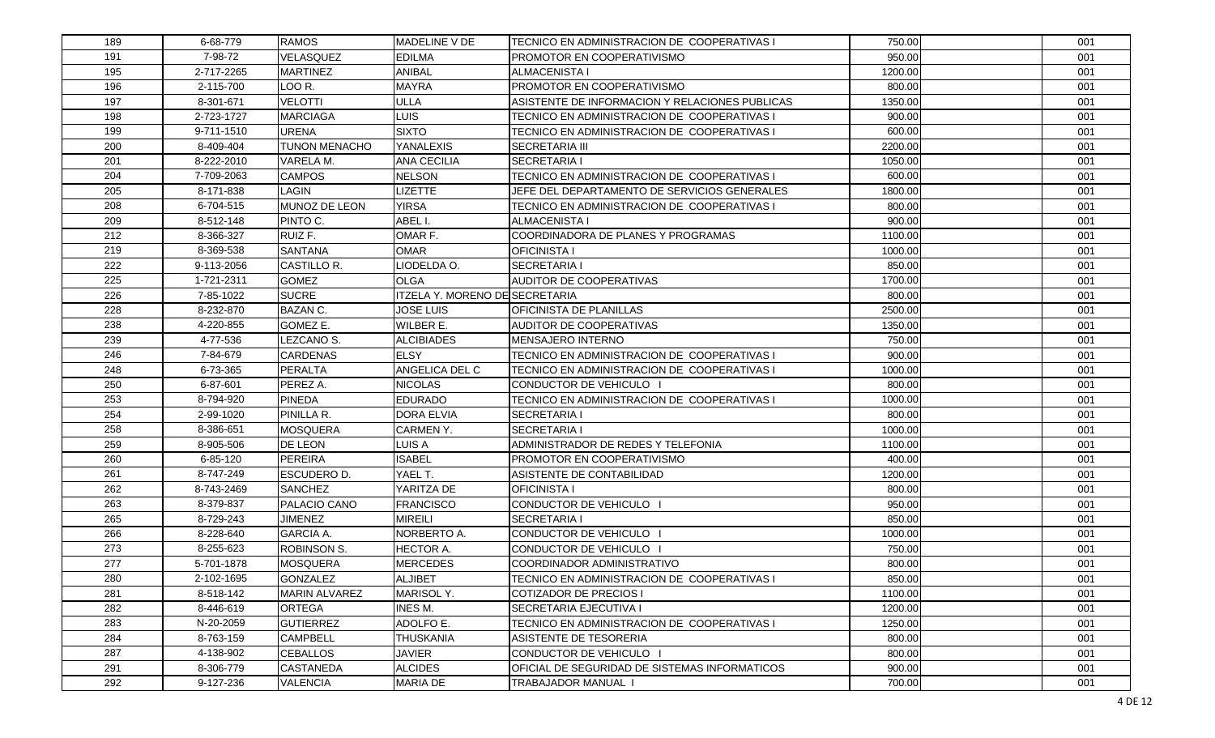| | | | | | | | |
|---|---|---|---|---|---|---|---|
| 189 | 6-68-779 | RAMOS | MADELINE V DE | TECNICO EN ADMINISTRACION DE COOPERATIVAS I | 750.00 | | 001 |
| 191 | 7-98-72 | VELASQUEZ | EDILMA | PROMOTOR EN COOPERATIVISMO | 950.00 | | 001 |
| 195 | 2-717-2265 | MARTINEZ | ANIBAL | ALMACENISTA I | 1200.00 | | 001 |
| 196 | 2-115-700 | LOO R. | MAYRA | PROMOTOR EN COOPERATIVISMO | 800.00 | | 001 |
| 197 | 8-301-671 | VELOTTI | ULLA | ASISTENTE DE INFORMACION Y RELACIONES PUBLICAS | 1350.00 | | 001 |
| 198 | 2-723-1727 | MARCIAGA | LUIS | TECNICO EN ADMINISTRACION DE COOPERATIVAS I | 900.00 | | 001 |
| 199 | 9-711-1510 | URENA | SIXTO | TECNICO EN ADMINISTRACION DE COOPERATIVAS I | 600.00 | | 001 |
| 200 | 8-409-404 | TUNON MENACHO | YANALEXIS | SECRETARIA III | 2200.00 | | 001 |
| 201 | 8-222-2010 | VARELA M. | ANA CECILIA | SECRETARIA I | 1050.00 | | 001 |
| 204 | 7-709-2063 | CAMPOS | NELSON | TECNICO EN ADMINISTRACION DE COOPERATIVAS I | 600.00 | | 001 |
| 205 | 8-171-838 | LAGIN | LIZETTE | JEFE DEL DEPARTAMENTO DE SERVICIOS GENERALES | 1800.00 | | 001 |
| 208 | 6-704-515 | MUNOZ DE LEON | YIRSA | TECNICO EN ADMINISTRACION DE COOPERATIVAS I | 800.00 | | 001 |
| 209 | 8-512-148 | PINTO C. | ABEL I. | ALMACENISTA I | 900.00 | | 001 |
| 212 | 8-366-327 | RUIZ F. | OMAR F. | COORDINADORA DE PLANES Y PROGRAMAS | 1100.00 | | 001 |
| 219 | 8-369-538 | SANTANA | OMAR | OFICINISTA I | 1000.00 | | 001 |
| 222 | 9-113-2056 | CASTILLO R. | LIODELDA O. | SECRETARIA I | 850.00 | | 001 |
| 225 | 1-721-2311 | GOMEZ | OLGA | AUDITOR DE COOPERATIVAS | 1700.00 | | 001 |
| 226 | 7-85-1022 | SUCRE | ITZELA Y. MORENO DE | SECRETARIA | 800.00 | | 001 |
| 228 | 8-232-870 | BAZAN C. | JOSE LUIS | OFICINISTA DE PLANILLAS | 2500.00 | | 001 |
| 238 | 4-220-855 | GOMEZ E. | WILBER E. | AUDITOR DE COOPERATIVAS | 1350.00 | | 001 |
| 239 | 4-77-536 | LEZCANO S. | ALCIBIADES | MENSAJERO INTERNO | 750.00 | | 001 |
| 246 | 7-84-679 | CARDENAS | ELSY | TECNICO EN ADMINISTRACION DE COOPERATIVAS I | 900.00 | | 001 |
| 248 | 6-73-365 | PERALTA | ANGELICA DEL C | TECNICO EN ADMINISTRACION DE COOPERATIVAS I | 1000.00 | | 001 |
| 250 | 6-87-601 | PEREZ A. | NICOLAS | CONDUCTOR DE VEHICULO I | 800.00 | | 001 |
| 253 | 8-794-920 | PINEDA | EDURADO | TECNICO EN ADMINISTRACION DE COOPERATIVAS I | 1000.00 | | 001 |
| 254 | 2-99-1020 | PINILLA R. | DORA ELVIA | SECRETARIA I | 800.00 | | 001 |
| 258 | 8-386-651 | MOSQUERA | CARMEN Y. | SECRETARIA I | 1000.00 | | 001 |
| 259 | 8-905-506 | DE LEON | LUIS A | ADMINISTRADOR DE REDES Y TELEFONIA | 1100.00 | | 001 |
| 260 | 6-85-120 | PEREIRA | ISABEL | PROMOTOR EN COOPERATIVISMO | 400.00 | | 001 |
| 261 | 8-747-249 | ESCUDERO D. | YAEL T. | ASISTENTE DE CONTABILIDAD | 1200.00 | | 001 |
| 262 | 8-743-2469 | SANCHEZ | YARITZA DE | OFICINISTA I | 800.00 | | 001 |
| 263 | 8-379-837 | PALACIO CANO | FRANCISCO | CONDUCTOR DE VEHICULO I | 950.00 | | 001 |
| 265 | 8-729-243 | JIMENEZ | MIREILI | SECRETARIA I | 850.00 | | 001 |
| 266 | 8-228-640 | GARCIA A. | NORBERTO A. | CONDUCTOR DE VEHICULO I | 1000.00 | | 001 |
| 273 | 8-255-623 | ROBINSON S. | HECTOR A. | CONDUCTOR DE VEHICULO I | 750.00 | | 001 |
| 277 | 5-701-1878 | MOSQUERA | MERCEDES | COORDINADOR ADMINISTRATIVO | 800.00 | | 001 |
| 280 | 2-102-1695 | GONZALEZ | ALJIBET | TECNICO EN ADMINISTRACION DE COOPERATIVAS I | 850.00 | | 001 |
| 281 | 8-518-142 | MARIN ALVAREZ | MARISOL Y. | COTIZADOR DE PRECIOS I | 1100.00 | | 001 |
| 282 | 8-446-619 | ORTEGA | INES M. | SECRETARIA EJECUTIVA I | 1200.00 | | 001 |
| 283 | N-20-2059 | GUTIERREZ | ADOLFO E. | TECNICO EN ADMINISTRACION DE COOPERATIVAS I | 1250.00 | | 001 |
| 284 | 8-763-159 | CAMPBELL | THUSKANIA | ASISTENTE DE TESORERIA | 800.00 | | 001 |
| 287 | 4-138-902 | CEBALLOS | JAVIER | CONDUCTOR DE VEHICULO I | 800.00 | | 001 |
| 291 | 8-306-779 | CASTANEDA | ALCIDES | OFICIAL DE SEGURIDAD DE SISTEMAS INFORMATICOS | 900.00 | | 001 |
| 292 | 9-127-236 | VALENCIA | MARIA DE | TRABAJADOR MANUAL I | 700.00 | | 001 |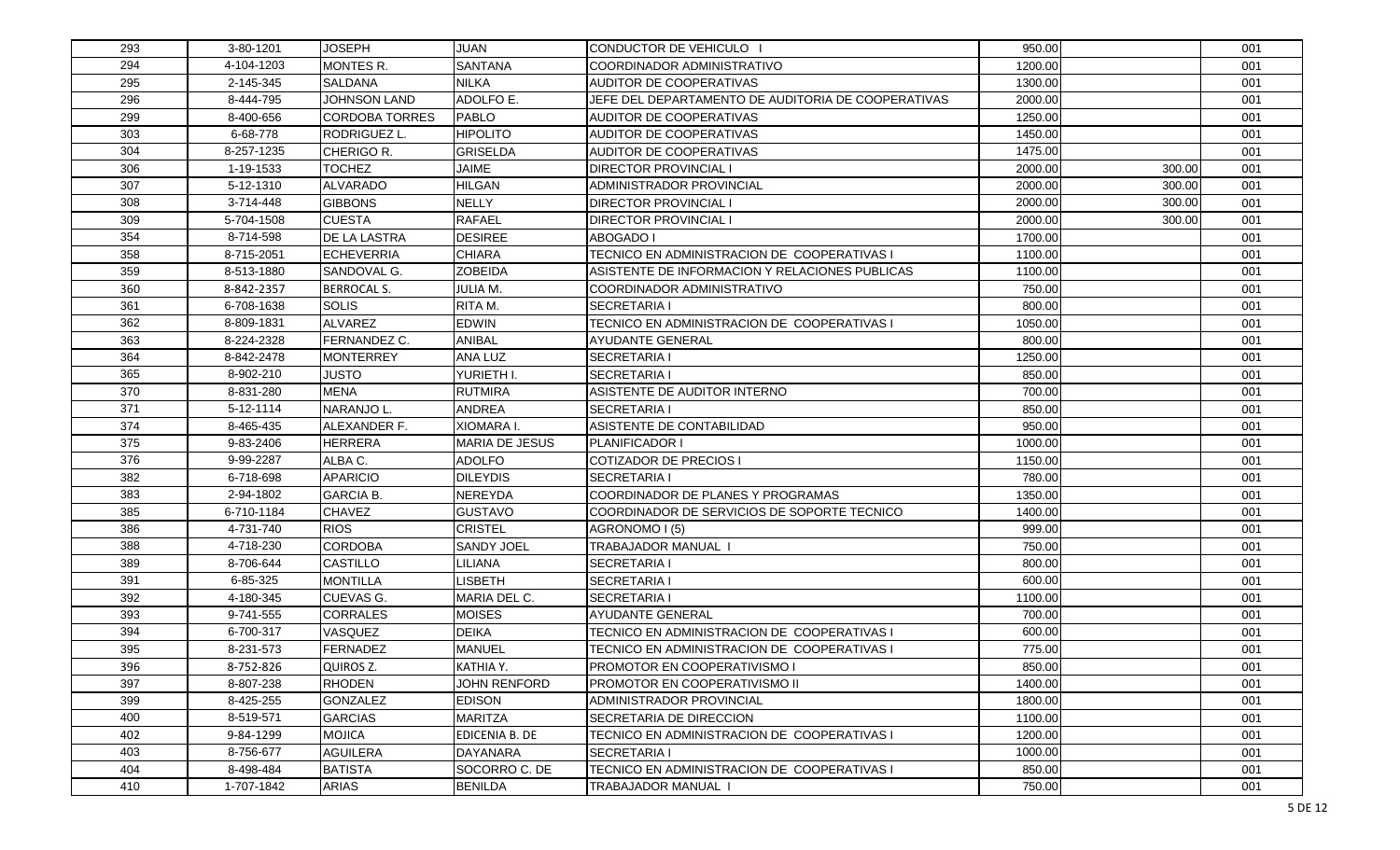| | | | | | | | |
|---|---|---|---|---|---|---|---|
| 293 | 3-80-1201 | JOSEPH | JUAN | CONDUCTOR DE VEHICULO I | 950.00 | | 001 |
| 294 | 4-104-1203 | MONTES R. | SANTANA | COORDINADOR ADMINISTRATIVO | 1200.00 | | 001 |
| 295 | 2-145-345 | SALDANA | NILKA | AUDITOR DE COOPERATIVAS | 1300.00 | | 001 |
| 296 | 8-444-795 | JOHNSON LAND | ADOLFO E. | JEFE DEL DEPARTAMENTO DE AUDITORIA DE COOPERATIVAS | 2000.00 | | 001 |
| 299 | 8-400-656 | CORDOBA TORRES | PABLO | AUDITOR DE COOPERATIVAS | 1250.00 | | 001 |
| 303 | 6-68-778 | RODRIGUEZ L. | HIPOLITO | AUDITOR DE COOPERATIVAS | 1450.00 | | 001 |
| 304 | 8-257-1235 | CHERIGO R. | GRISELDA | AUDITOR DE COOPERATIVAS | 1475.00 | | 001 |
| 306 | 1-19-1533 | TOCHEZ | JAIME | DIRECTOR PROVINCIAL I | 2000.00 | 300.00 | 001 |
| 307 | 5-12-1310 | ALVARADO | HILGAN | ADMINISTRADOR PROVINCIAL | 2000.00 | 300.00 | 001 |
| 308 | 3-714-448 | GIBBONS | NELLY | DIRECTOR PROVINCIAL I | 2000.00 | 300.00 | 001 |
| 309 | 5-704-1508 | CUESTA | RAFAEL | DIRECTOR PROVINCIAL I | 2000.00 | 300.00 | 001 |
| 354 | 8-714-598 | DE LA LASTRA | DESIREE | ABOGADO I | 1700.00 | | 001 |
| 358 | 8-715-2051 | ECHEVERRIA | CHIARA | TECNICO EN ADMINISTRACION DE COOPERATIVAS I | 1100.00 | | 001 |
| 359 | 8-513-1880 | SANDOVAL G. | ZOBEIDA | ASISTENTE DE INFORMACION Y RELACIONES PUBLICAS | 1100.00 | | 001 |
| 360 | 8-842-2357 | BERROCAL S. | JULIA M. | COORDINADOR ADMINISTRATIVO | 750.00 | | 001 |
| 361 | 6-708-1638 | SOLIS | RITA M. | SECRETARIA I | 800.00 | | 001 |
| 362 | 8-809-1831 | ALVAREZ | EDWIN | TECNICO EN ADMINISTRACION DE COOPERATIVAS I | 1050.00 | | 001 |
| 363 | 8-224-2328 | FERNANDEZ C. | ANIBAL | AYUDANTE GENERAL | 800.00 | | 001 |
| 364 | 8-842-2478 | MONTERREY | ANA LUZ | SECRETARIA I | 1250.00 | | 001 |
| 365 | 8-902-210 | JUSTO | YURIETH I. | SECRETARIA I | 850.00 | | 001 |
| 370 | 8-831-280 | MENA | RUTMIRA | ASISTENTE DE AUDITOR INTERNO | 700.00 | | 001 |
| 371 | 5-12-1114 | NARANJO L. | ANDREA | SECRETARIA I | 850.00 | | 001 |
| 374 | 8-465-435 | ALEXANDER F. | XIOMARA I. | ASISTENTE DE CONTABILIDAD | 950.00 | | 001 |
| 375 | 9-83-2406 | HERRERA | MARIA DE JESUS | PLANIFICADOR I | 1000.00 | | 001 |
| 376 | 9-99-2287 | ALBA C. | ADOLFO | COTIZADOR DE PRECIOS I | 1150.00 | | 001 |
| 382 | 6-718-698 | APARICIO | DILEYDIS | SECRETARIA I | 780.00 | | 001 |
| 383 | 2-94-1802 | GARCIA B. | NEREYDA | COORDINADOR DE PLANES Y PROGRAMAS | 1350.00 | | 001 |
| 385 | 6-710-1184 | CHAVEZ | GUSTAVO | COORDINADOR DE SERVICIOS DE SOPORTE TECNICO | 1400.00 | | 001 |
| 386 | 4-731-740 | RIOS | CRISTEL | AGRONOMO I (5) | 999.00 | | 001 |
| 388 | 4-718-230 | CORDOBA | SANDY JOEL | TRABAJADOR MANUAL I | 750.00 | | 001 |
| 389 | 8-706-644 | CASTILLO | LILIANA | SECRETARIA I | 800.00 | | 001 |
| 391 | 6-85-325 | MONTILLA | LISBETH | SECRETARIA I | 600.00 | | 001 |
| 392 | 4-180-345 | CUEVAS G. | MARIA DEL C. | SECRETARIA I | 1100.00 | | 001 |
| 393 | 9-741-555 | CORRALES | MOISES | AYUDANTE GENERAL | 700.00 | | 001 |
| 394 | 6-700-317 | VASQUEZ | DEIKA | TECNICO EN ADMINISTRACION DE COOPERATIVAS I | 600.00 | | 001 |
| 395 | 8-231-573 | FERNADEZ | MANUEL | TECNICO EN ADMINISTRACION DE COOPERATIVAS I | 775.00 | | 001 |
| 396 | 8-752-826 | QUIROS Z. | KATHIA Y. | PROMOTOR EN COOPERATIVISMO I | 850.00 | | 001 |
| 397 | 8-807-238 | RHODEN | JOHN RENFORD | PROMOTOR EN COOPERATIVISMO II | 1400.00 | | 001 |
| 399 | 8-425-255 | GONZALEZ | EDISON | ADMINISTRADOR PROVINCIAL | 1800.00 | | 001 |
| 400 | 8-519-571 | GARCIAS | MARITZA | SECRETARIA DE DIRECCION | 1100.00 | | 001 |
| 402 | 9-84-1299 | MOJICA | EDICENIA B. DE | TECNICO EN ADMINISTRACION DE COOPERATIVAS I | 1200.00 | | 001 |
| 403 | 8-756-677 | AGUILERA | DAYANARA | SECRETARIA I | 1000.00 | | 001 |
| 404 | 8-498-484 | BATISTA | SOCORRO C. DE | TECNICO EN ADMINISTRACION DE COOPERATIVAS I | 850.00 | | 001 |
| 410 | 1-707-1842 | ARIAS | BENILDA | TRABAJADOR MANUAL I | 750.00 | | 001 |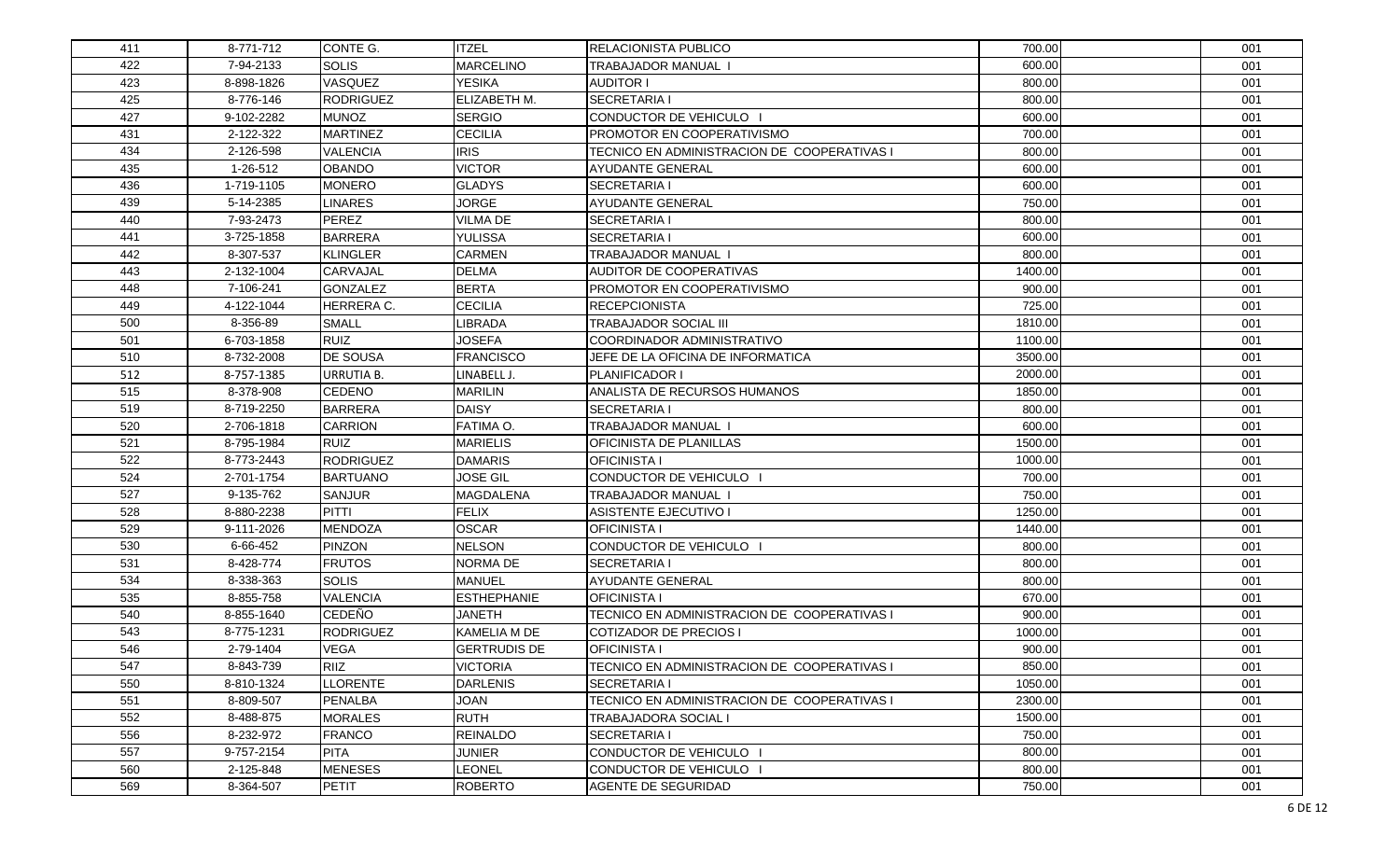| | | | | | | | |
|---|---|---|---|---|---|---|---|
| 411 | 8-771-712 | CONTE G. | ITZEL | RELACIONISTA PUBLICO | 700.00 | | 001 |
| 422 | 7-94-2133 | SOLIS | MARCELINO | TRABAJADOR MANUAL I | 600.00 | | 001 |
| 423 | 8-898-1826 | VASQUEZ | YESIKA | AUDITOR I | 800.00 | | 001 |
| 425 | 8-776-146 | RODRIGUEZ | ELIZABETH M. | SECRETARIA I | 800.00 | | 001 |
| 427 | 9-102-2282 | MUNOZ | SERGIO | CONDUCTOR DE VEHICULO I | 600.00 | | 001 |
| 431 | 2-122-322 | MARTINEZ | CECILIA | PROMOTOR EN COOPERATIVISMO | 700.00 | | 001 |
| 434 | 2-126-598 | VALENCIA | IRIS | TECNICO EN ADMINISTRACION DE COOPERATIVAS I | 800.00 | | 001 |
| 435 | 1-26-512 | OBANDO | VICTOR | AYUDANTE GENERAL | 600.00 | | 001 |
| 436 | 1-719-1105 | MONERO | GLADYS | SECRETARIA I | 600.00 | | 001 |
| 439 | 5-14-2385 | LINARES | JORGE | AYUDANTE GENERAL | 750.00 | | 001 |
| 440 | 7-93-2473 | PEREZ | VILMA DE | SECRETARIA I | 800.00 | | 001 |
| 441 | 3-725-1858 | BARRERA | YULISSA | SECRETARIA I | 600.00 | | 001 |
| 442 | 8-307-537 | KLINGLER | CARMEN | TRABAJADOR MANUAL I | 800.00 | | 001 |
| 443 | 2-132-1004 | CARVAJAL | DELMA | AUDITOR DE COOPERATIVAS | 1400.00 | | 001 |
| 448 | 7-106-241 | GONZALEZ | BERTA | PROMOTOR EN COOPERATIVISMO | 900.00 | | 001 |
| 449 | 4-122-1044 | HERRERA C. | CECILIA | RECEPCIONISTA | 725.00 | | 001 |
| 500 | 8-356-89 | SMALL | LIBRADA | TRABAJADOR SOCIAL III | 1810.00 | | 001 |
| 501 | 6-703-1858 | RUIZ | JOSEFA | COORDINADOR ADMINISTRATIVO | 1100.00 | | 001 |
| 510 | 8-732-2008 | DE SOUSA | FRANCISCO | JEFE DE LA OFICINA DE INFORMATICA | 3500.00 | | 001 |
| 512 | 8-757-1385 | URRUTIA B. | LINABELL J. | PLANIFICADOR I | 2000.00 | | 001 |
| 515 | 8-378-908 | CEDENO | MARILIN | ANALISTA DE RECURSOS HUMANOS | 1850.00 | | 001 |
| 519 | 8-719-2250 | BARRERA | DAISY | SECRETARIA I | 800.00 | | 001 |
| 520 | 2-706-1818 | CARRION | FATIMA O. | TRABAJADOR MANUAL I | 600.00 | | 001 |
| 521 | 8-795-1984 | RUIZ | MARIELIS | OFICINISTA DE PLANILLAS | 1500.00 | | 001 |
| 522 | 8-773-2443 | RODRIGUEZ | DAMARIS | OFICINISTA I | 1000.00 | | 001 |
| 524 | 2-701-1754 | BARTUANO | JOSE GIL | CONDUCTOR DE VEHICULO I | 700.00 | | 001 |
| 527 | 9-135-762 | SANJUR | MAGDALENA | TRABAJADOR MANUAL I | 750.00 | | 001 |
| 528 | 8-880-2238 | PITTI | FELIX | ASISTENTE EJECUTIVO I | 1250.00 | | 001 |
| 529 | 9-111-2026 | MENDOZA | OSCAR | OFICINISTA I | 1440.00 | | 001 |
| 530 | 6-66-452 | PINZON | NELSON | CONDUCTOR DE VEHICULO I | 800.00 | | 001 |
| 531 | 8-428-774 | FRUTOS | NORMA DE | SECRETARIA I | 800.00 | | 001 |
| 534 | 8-338-363 | SOLIS | MANUEL | AYUDANTE GENERAL | 800.00 | | 001 |
| 535 | 8-855-758 | VALENCIA | ESTHEPHANIE | OFICINISTA I | 670.00 | | 001 |
| 540 | 8-855-1640 | CEDEÑO | JANETH | TECNICO EN ADMINISTRACION DE COOPERATIVAS I | 900.00 | | 001 |
| 543 | 8-775-1231 | RODRIGUEZ | KAMELIA M DE | COTIZADOR DE PRECIOS I | 1000.00 | | 001 |
| 546 | 2-79-1404 | VEGA | GERTRUDIS DE | OFICINISTA I | 900.00 | | 001 |
| 547 | 8-843-739 | RIIZ | VICTORIA | TECNICO EN ADMINISTRACION DE COOPERATIVAS I | 850.00 | | 001 |
| 550 | 8-810-1324 | LLORENTE | DARLENIS | SECRETARIA I | 1050.00 | | 001 |
| 551 | 8-809-507 | PENALBA | JOAN | TECNICO EN ADMINISTRACION DE COOPERATIVAS I | 2300.00 | | 001 |
| 552 | 8-488-875 | MORALES | RUTH | TRABAJADORA SOCIAL I | 1500.00 | | 001 |
| 556 | 8-232-972 | FRANCO | REINALDO | SECRETARIA I | 750.00 | | 001 |
| 557 | 9-757-2154 | PITA | JUNIER | CONDUCTOR DE VEHICULO I | 800.00 | | 001 |
| 560 | 2-125-848 | MENESES | LEONEL | CONDUCTOR DE VEHICULO I | 800.00 | | 001 |
| 569 | 8-364-507 | PETIT | ROBERTO | AGENTE DE SEGURIDAD | 750.00 | | 001 |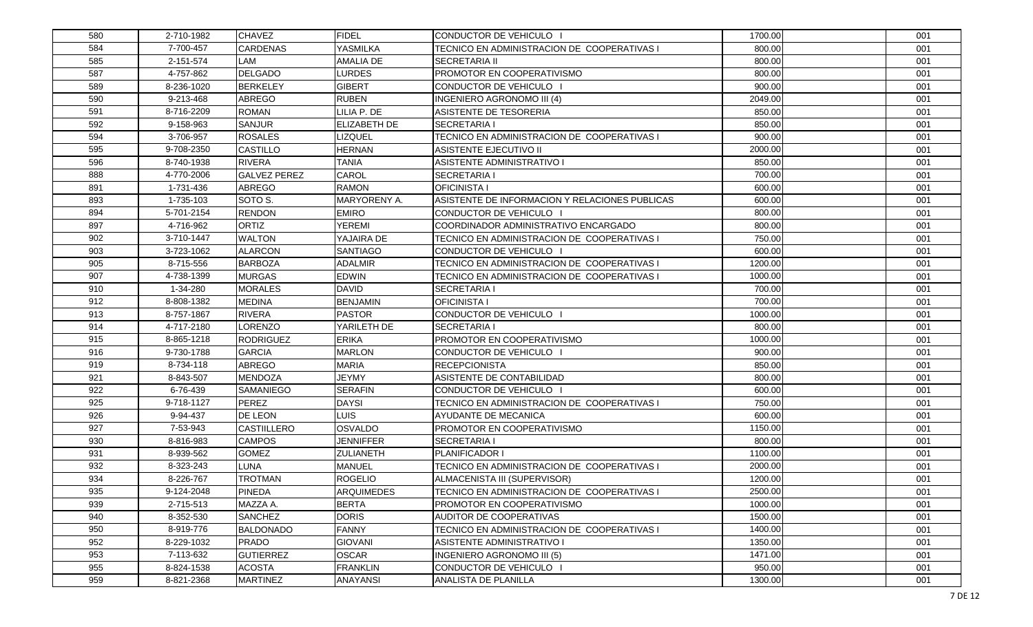| | | | | | | |
|---|---|---|---|---|---|---|
| 580 | 2-710-1982 | CHAVEZ | FIDEL | CONDUCTOR DE VEHICULO I | 1700.00 | 001 |
| 584 | 7-700-457 | CARDENAS | YASMILKA | TECNICO EN ADMINISTRACION DE COOPERATIVAS I | 800.00 | 001 |
| 585 | 2-151-574 | LAM | AMALIA DE | SECRETARIA II | 800.00 | 001 |
| 587 | 4-757-862 | DELGADO | LURDES | PROMOTOR EN COOPERATIVISMO | 800.00 | 001 |
| 589 | 8-236-1020 | BERKELEY | GIBERT | CONDUCTOR DE VEHICULO I | 900.00 | 001 |
| 590 | 9-213-468 | ABREGO | RUBEN | INGENIERO AGRONOMO III (4) | 2049.00 | 001 |
| 591 | 8-716-2209 | ROMAN | LILIA P. DE | ASISTENTE DE TESORERIA | 850.00 | 001 |
| 592 | 9-158-963 | SANJUR | ELIZABETH DE | SECRETARIA I | 850.00 | 001 |
| 594 | 3-706-957 | ROSALES | LIZQUEL | TECNICO EN ADMINISTRACION DE COOPERATIVAS I | 900.00 | 001 |
| 595 | 9-708-2350 | CASTILLO | HERNAN | ASISTENTE EJECUTIVO II | 2000.00 | 001 |
| 596 | 8-740-1938 | RIVERA | TANIA | ASISTENTE ADMINISTRATIVO I | 850.00 | 001 |
| 888 | 4-770-2006 | GALVEZ PEREZ | CAROL | SECRETARIA I | 700.00 | 001 |
| 891 | 1-731-436 | ABREGO | RAMON | OFICINISTA I | 600.00 | 001 |
| 893 | 1-735-103 | SOTO S. | MARYORENY A. | ASISTENTE DE INFORMACION Y RELACIONES PUBLICAS | 600.00 | 001 |
| 894 | 5-701-2154 | RENDON | EMIRO | CONDUCTOR DE VEHICULO I | 800.00 | 001 |
| 897 | 4-716-962 | ORTIZ | YEREMI | COORDINADOR ADMINISTRATIVO ENCARGADO | 800.00 | 001 |
| 902 | 3-710-1447 | WALTON | YAJAIRA DE | TECNICO EN ADMINISTRACION DE COOPERATIVAS I | 750.00 | 001 |
| 903 | 3-723-1062 | ALARCON | SANTIAGO | CONDUCTOR DE VEHICULO I | 600.00 | 001 |
| 905 | 8-715-556 | BARBOZA | ADALMIR | TECNICO EN ADMINISTRACION DE COOPERATIVAS I | 1200.00 | 001 |
| 907 | 4-738-1399 | MURGAS | EDWIN | TECNICO EN ADMINISTRACION DE COOPERATIVAS I | 1000.00 | 001 |
| 910 | 1-34-280 | MORALES | DAVID | SECRETARIA I | 700.00 | 001 |
| 912 | 8-808-1382 | MEDINA | BENJAMIN | OFICINISTA I | 700.00 | 001 |
| 913 | 8-757-1867 | RIVERA | PASTOR | CONDUCTOR DE VEHICULO I | 1000.00 | 001 |
| 914 | 4-717-2180 | LORENZO | YARILETH DE | SECRETARIA I | 800.00 | 001 |
| 915 | 8-865-1218 | RODRIGUEZ | ERIKA | PROMOTOR EN COOPERATIVISMO | 1000.00 | 001 |
| 916 | 9-730-1788 | GARCIA | MARLON | CONDUCTOR DE VEHICULO I | 900.00 | 001 |
| 919 | 8-734-118 | ABREGO | MARIA | RECEPCIONISTA | 850.00 | 001 |
| 921 | 8-843-507 | MENDOZA | JEYMY | ASISTENTE DE CONTABILIDAD | 800.00 | 001 |
| 922 | 6-76-439 | SAMANIEGO | SERAFIN | CONDUCTOR DE VEHICULO I | 600.00 | 001 |
| 925 | 9-718-1127 | PEREZ | DAYSI | TECNICO EN ADMINISTRACION DE COOPERATIVAS I | 750.00 | 001 |
| 926 | 9-94-437 | DE LEON | LUIS | AYUDANTE DE MECANICA | 600.00 | 001 |
| 927 | 7-53-943 | CASTIILLERO | OSVALDO | PROMOTOR EN COOPERATIVISMO | 1150.00 | 001 |
| 930 | 8-816-983 | CAMPOS | JENNIFFER | SECRETARIA I | 800.00 | 001 |
| 931 | 8-939-562 | GOMEZ | ZULIANETH | PLANIFICADOR I | 1100.00 | 001 |
| 932 | 8-323-243 | LUNA | MANUEL | TECNICO EN ADMINISTRACION DE COOPERATIVAS I | 2000.00 | 001 |
| 934 | 8-226-767 | TROTMAN | ROGELIO | ALMACENISTA III (SUPERVISOR) | 1200.00 | 001 |
| 935 | 9-124-2048 | PINEDA | ARQUIMEDES | TECNICO EN ADMINISTRACION DE COOPERATIVAS I | 2500.00 | 001 |
| 939 | 2-715-513 | MAZZA A. | BERTA | PROMOTOR EN COOPERATIVISMO | 1000.00 | 001 |
| 940 | 8-352-530 | SANCHEZ | DORIS | AUDITOR DE COOPERATIVAS | 1500.00 | 001 |
| 950 | 8-919-776 | BALDONADO | FANNY | TECNICO EN ADMINISTRACION DE COOPERATIVAS I | 1400.00 | 001 |
| 952 | 8-229-1032 | PRADO | GIOVANI | ASISTENTE ADMINISTRATIVO I | 1350.00 | 001 |
| 953 | 7-113-632 | GUTIERREZ | OSCAR | INGENIERO AGRONOMO III (5) | 1471.00 | 001 |
| 955 | 8-824-1538 | ACOSTA | FRANKLIN | CONDUCTOR DE VEHICULO I | 950.00 | 001 |
| 959 | 8-821-2368 | MARTINEZ | ANAYANSI | ANALISTA DE PLANILLA | 1300.00 | 001 |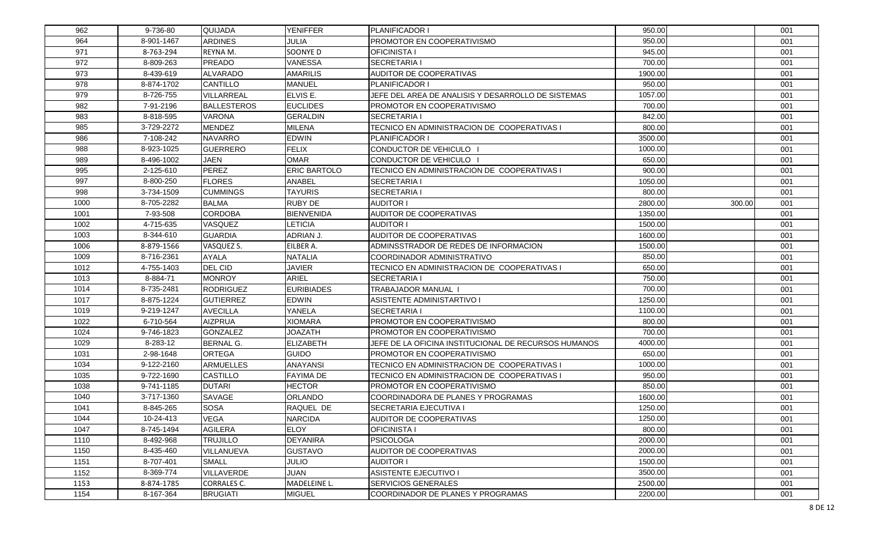| 962 | 9-736-80 | QUIJADA | YENIFFER | PLANIFICADOR I | 950.00 | | 001 |
|---|---|---|---|---|---|---|---|
| 964 | 8-901-1467 | ARDINES | JULIA | PROMOTOR EN COOPERATIVISMO | 950.00 | | 001 |
| 971 | 8-763-294 | REYNA M. | SOONYE D | OFICINISTA I | 945.00 | | 001 |
| 972 | 8-809-263 | PREADO | VANESSA | SECRETARIA I | 700.00 | | 001 |
| 973 | 8-439-619 | ALVARADO | AMARILIS | AUDITOR DE COOPERATIVAS | 1900.00 | | 001 |
| 978 | 8-874-1702 | CANTILLO | MANUEL | PLANIFICADOR I | 950.00 | | 001 |
| 979 | 8-726-755 | VILLARREAL | ELVIS E. | JEFE DEL AREA DE ANALISIS Y DESARROLLO DE SISTEMAS | 1057.00 | | 001 |
| 982 | 7-91-2196 | BALLESTEROS | EUCLIDES | PROMOTOR EN COOPERATIVISMO | 700.00 | | 001 |
| 983 | 8-818-595 | VARONA | GERALDIN | SECRETARIA I | 842.00 | | 001 |
| 985 | 3-729-2272 | MENDEZ | MILENA | TECNICO EN ADMINISTRACION DE COOPERATIVAS I | 800.00 | | 001 |
| 986 | 7-108-242 | NAVARRO | EDWIN | PLANIFICADOR I | 3500.00 | | 001 |
| 988 | 8-923-1025 | GUERRERO | FELIX | CONDUCTOR DE VEHICULO I | 1000.00 | | 001 |
| 989 | 8-496-1002 | JAEN | OMAR | CONDUCTOR DE VEHICULO I | 650.00 | | 001 |
| 995 | 2-125-610 | PEREZ | ERIC BARTOLO | TECNICO EN ADMINISTRACION DE COOPERATIVAS I | 900.00 | | 001 |
| 997 | 8-800-250 | FLORES | ANABEL | SECRETARIA I | 1050.00 | | 001 |
| 998 | 3-734-1509 | CUMMINGS | TAYURIS | SECRETARIA I | 800.00 | | 001 |
| 1000 | 8-705-2282 | BALMA | RUBY DE | AUDITOR I | 2800.00 | 300.00 | 001 |
| 1001 | 7-93-508 | CORDOBA | BIENVENIDA | AUDITOR DE COOPERATIVAS | 1350.00 | | 001 |
| 1002 | 4-715-635 | VASQUEZ | LETICIA | AUDITOR I | 1500.00 | | 001 |
| 1003 | 8-344-610 | GUARDIA | ADRIAN J. | AUDITOR DE COOPERATIVAS | 1600.00 | | 001 |
| 1006 | 8-879-1566 | VASQUEZ S. | EILBER A. | ADMINSSTRADOR DE REDES DE INFORMACION | 1500.00 | | 001 |
| 1009 | 8-716-2361 | AYALA | NATALIA | COORDINADOR ADMINISTRATIVO | 850.00 | | 001 |
| 1012 | 4-755-1403 | DEL CID | JAVIER | TECNICO EN ADMINISTRACION DE COOPERATIVAS I | 650.00 | | 001 |
| 1013 | 8-884-71 | MONROY | ARIEL | SECRETARIA I | 750.00 | | 001 |
| 1014 | 8-735-2481 | RODRIGUEZ | EURIBIADES | TRABAJADOR MANUAL I | 700.00 | | 001 |
| 1017 | 8-875-1224 | GUTIERREZ | EDWIN | ASISTENTE ADMINISTARTIVO I | 1250.00 | | 001 |
| 1019 | 9-219-1247 | AVECILLA | YANELA | SECRETARIA I | 1100.00 | | 001 |
| 1022 | 6-710-564 | AIZPRUA | XIOMARA | PROMOTOR EN COOPERATIVISMO | 800.00 | | 001 |
| 1024 | 9-746-1823 | GONZALEZ | JOAZATH | PROMOTOR EN COOPERATIVISMO | 700.00 | | 001 |
| 1029 | 8-283-12 | BERNAL G. | ELIZABETH | JEFE DE LA OFICINA INSTITUCIONAL DE RECURSOS HUMANOS | 4000.00 | | 001 |
| 1031 | 2-98-1648 | ORTEGA | GUIDO | PROMOTOR EN COOPERATIVISMO | 650.00 | | 001 |
| 1034 | 9-122-2160 | ARMUELLES | ANAYANSI | TECNICO EN ADMINISTRACION DE COOPERATIVAS I | 1000.00 | | 001 |
| 1035 | 9-722-1690 | CASTILLO | FAYIMA DE | TECNICO EN ADMINISTRACION DE COOPERATIVAS I | 950.00 | | 001 |
| 1038 | 9-741-1185 | DUTARI | HECTOR | PROMOTOR EN COOPERATIVISMO | 850.00 | | 001 |
| 1040 | 3-717-1360 | SAVAGE | ORLANDO | COORDINADORA DE PLANES Y PROGRAMAS | 1600.00 | | 001 |
| 1041 | 8-845-265 | SOSA | RAQUEL DE | SECRETARIA EJECUTIVA I | 1250.00 | | 001 |
| 1044 | 10-24-413 | VEGA | NARCIDA | AUDITOR DE COOPERATIVAS | 1250.00 | | 001 |
| 1047 | 8-745-1494 | AGILERA | ELOY | OFICINISTA I | 800.00 | | 001 |
| 1110 | 8-492-968 | TRUJILLO | DEYANIRA | PSICOLOGA | 2000.00 | | 001 |
| 1150 | 8-435-460 | VILLANUEVA | GUSTAVO | AUDITOR DE COOPERATIVAS | 2000.00 | | 001 |
| 1151 | 8-707-401 | SMALL | JULIO | AUDITOR I | 1500.00 | | 001 |
| 1152 | 8-369-774 | VILLAVERDE | JUAN | ASISTENTE EJECUTIVO I | 3500.00 | | 001 |
| 1153 | 8-874-1785 | CORRALES C. | MADELEINE L. | SERVICIOS GENERALES | 2500.00 | | 001 |
| 1154 | 8-167-364 | BRUGIATI | MIGUEL | COORDINADOR DE PLANES Y PROGRAMAS | 2200.00 | | 001 |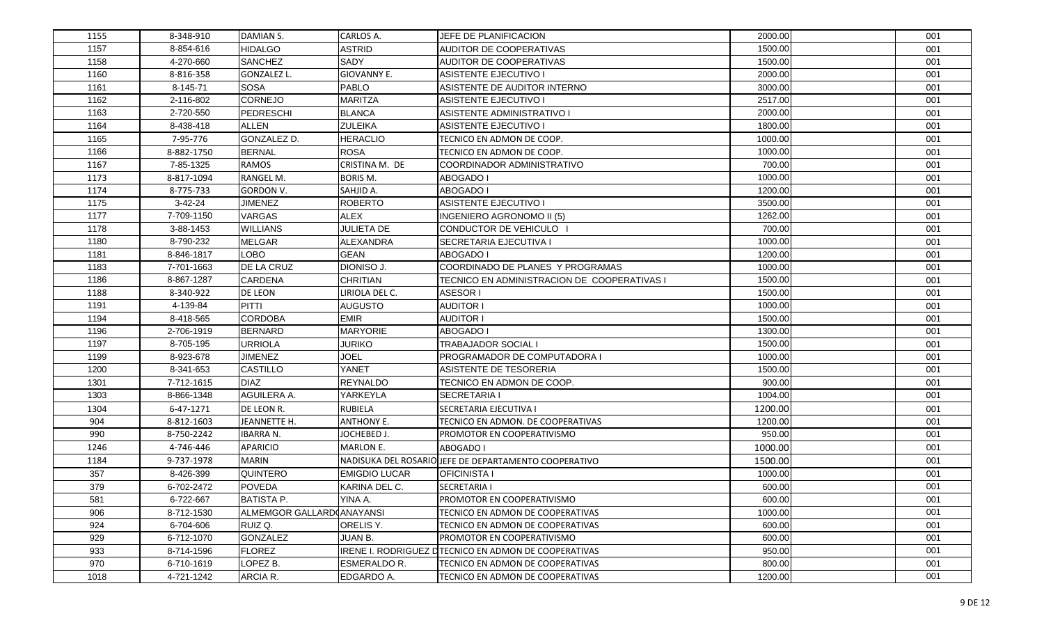| | | | | | | | |
|---|---|---|---|---|---|---|---|
| 1155 | 8-348-910 | DAMIAN S. | CARLOS A. | JEFE DE PLANIFICACION | 2000.00 | | 001 |
| 1157 | 8-854-616 | HIDALGO | ASTRID | AUDITOR DE COOPERATIVAS | 1500.00 | | 001 |
| 1158 | 4-270-660 | SANCHEZ | SADY | AUDITOR DE COOPERATIVAS | 1500.00 | | 001 |
| 1160 | 8-816-358 | GONZALEZ L. | GIOVANNY E. | ASISTENTE EJECUTIVO I | 2000.00 | | 001 |
| 1161 | 8-145-71 | SOSA | PABLO | ASISTENTE DE AUDITOR INTERNO | 3000.00 | | 001 |
| 1162 | 2-116-802 | CORNEJO | MARITZA | ASISTENTE EJECUTIVO I | 2517.00 | | 001 |
| 1163 | 2-720-550 | PEDRESCHI | BLANCA | ASISTENTE ADMINISTRATIVO I | 2000.00 | | 001 |
| 1164 | 8-438-418 | ALLEN | ZULEIKA | ASISTENTE EJECUTIVO I | 1800.00 | | 001 |
| 1165 | 7-95-776 | GONZALEZ D. | HERACLIO | TECNICO EN ADMON DE COOP. | 1000.00 | | 001 |
| 1166 | 8-882-1750 | BERNAL | ROSA | TECNICO EN ADMON DE COOP. | 1000.00 | | 001 |
| 1167 | 7-85-1325 | RAMOS | CRISTINA M. DE | COORDINADOR ADMINISTRATIVO | 700.00 | | 001 |
| 1173 | 8-817-1094 | RANGEL M. | BORIS M. | ABOGADO I | 1000.00 | | 001 |
| 1174 | 8-775-733 | GORDON V. | SAHJID A. | ABOGADO I | 1200.00 | | 001 |
| 1175 | 3-42-24 | JIMENEZ | ROBERTO | ASISTENTE EJECUTIVO I | 3500.00 | | 001 |
| 1177 | 7-709-1150 | VARGAS | ALEX | INGENIERO AGRONOMO II (5) | 1262.00 | | 001 |
| 1178 | 3-88-1453 | WILLIANS | JULIETA DE | CONDUCTOR DE VEHICULO I | 700.00 | | 001 |
| 1180 | 8-790-232 | MELGAR | ALEXANDRA | SECRETARIA EJECUTIVA I | 1000.00 | | 001 |
| 1181 | 8-846-1817 | LOBO | GEAN | ABOGADO I | 1200.00 | | 001 |
| 1183 | 7-701-1663 | DE LA CRUZ | DIONISO J. | COORDINADO DE PLANES Y PROGRAMAS | 1000.00 | | 001 |
| 1186 | 8-867-1287 | CARDENA | CHRITIAN | TECNICO EN ADMINISTRACION DE COOPERATIVAS I | 1500.00 | | 001 |
| 1188 | 8-340-922 | DE LEON | LIRIOLA DEL C. | ASESOR I | 1500.00 | | 001 |
| 1191 | 4-139-84 | PITTI | AUGUSTO | AUDITOR I | 1000.00 | | 001 |
| 1194 | 8-418-565 | CORDOBA | EMIR | AUDITOR I | 1500.00 | | 001 |
| 1196 | 2-706-1919 | BERNARD | MARYORIE | ABOGADO I | 1300.00 | | 001 |
| 1197 | 8-705-195 | URRIOLA | JURIKO | TRABAJADOR SOCIAL I | 1500.00 | | 001 |
| 1199 | 8-923-678 | JIMENEZ | JOEL | PROGRAMADOR DE COMPUTADORA I | 1000.00 | | 001 |
| 1200 | 8-341-653 | CASTILLO | YANET | ASISTENTE DE TESORERIA | 1500.00 | | 001 |
| 1301 | 7-712-1615 | DIAZ | REYNALDO | TECNICO EN ADMON DE COOP. | 900.00 | | 001 |
| 1303 | 8-866-1348 | AGUILERA A. | YARKEYLA | SECRETARIA I | 1004.00 | | 001 |
| 1304 | 6-47-1271 | DE LEON R. | RUBIELA | SECRETARIA EJECUTIVA I | 1200.00 | | 001 |
| 904 | 8-812-1603 | JEANNETTE H. | ANTHONY E. | TECNICO EN ADMON. DE COOPERATIVAS | 1200.00 | | 001 |
| 990 | 8-750-2242 | IBARRA N. | JOCHEBED J. | PROMOTOR EN COOPERATIVISMO | 950.00 | | 001 |
| 1246 | 4-746-446 | APARICIO | MARLON E. | ABOGADO I | 1000.00 | | 001 |
| 1184 | 9-737-1978 | MARIN | NADISUKA DEL ROSARIO | JEFE DE DEPARTAMENTO COOPERATIVO | 1500.00 | | 001 |
| 357 | 8-426-399 | QUINTERO | EMIGDIO LUCAR | OFICINISTA I | 1000.00 | | 001 |
| 379 | 6-702-2472 | POVEDA | KARINA DEL C. | SECRETARIA I | 600.00 | | 001 |
| 581 | 6-722-667 | BATISTA P. | YINA A. | PROMOTOR EN COOPERATIVISMO | 600.00 | | 001 |
| 906 | 8-712-1530 | ALMEMGOR GALLARDO | ANAYANSI | TECNICO EN ADMON DE COOPERATIVAS | 1000.00 | | 001 |
| 924 | 6-704-606 | RUIZ Q. | ORELIS Y. | TECNICO EN ADMON DE COOPERATIVAS | 600.00 | | 001 |
| 929 | 6-712-1070 | GONZALEZ | JUAN B. | PROMOTOR EN COOPERATIVISMO | 600.00 | | 001 |
| 933 | 8-714-1596 | FLOREZ | IRENE I. RODRIGUEZ D | TECNICO EN ADMON DE COOPERATIVAS | 950.00 | | 001 |
| 970 | 6-710-1619 | LOPEZ B. | ESMERALDO R. | TECNICO EN ADMON DE COOPERATIVAS | 800.00 | | 001 |
| 1018 | 4-721-1242 | ARCIA R. | EDGARDO A. | TECNICO EN ADMON DE COOPERATIVAS | 1200.00 | | 001 |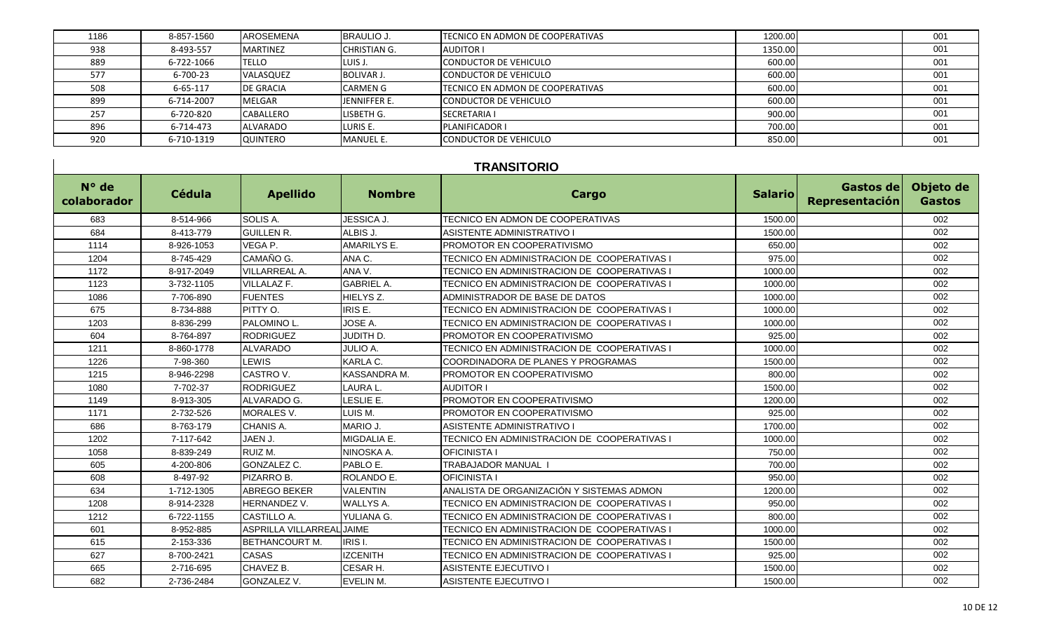| 1186 | 8-857-1560 | AROSEMENA | BRAULIO J. | TECNICO EN ADMON DE COOPERATIVAS | 1200.00 | | 001 |
|---|---|---|---|---|---|---|---|
| 938 | 8-493-557 | MARTINEZ | CHRISTIAN G. | AUDITOR I | 1350.00 | | 001 |
| 889 | 6-722-1066 | TELLO | LUIS J. | CONDUCTOR DE VEHICULO | 600.00 | | 001 |
| 577 | 6-700-23 | VALASQUEZ | BOLIVAR J. | CONDUCTOR DE VEHICULO | 600.00 | | 001 |
| 508 | 6-65-117 | DE GRACIA | CARMEN G | TECNICO EN ADMON DE COOPERATIVAS | 600.00 | | 001 |
| 899 | 6-714-2007 | MELGAR | JENNIFFER E. | CONDUCTOR DE VEHICULO | 600.00 | | 001 |
| 257 | 6-720-820 | CABALLERO | LISBETH G. | SECRETARIA I | 900.00 | | 001 |
| 896 | 6-714-473 | ALVARADO | LURIS E. | PLANIFICADOR I | 700.00 | | 001 |
| 920 | 6-710-1319 | QUINTERO | MANUEL E. | CONDUCTOR DE VEHICULO | 850.00 | | 001 |

## TRANSITORIO

| N° de colaborador | Cédula | Apellido | Nombre | Cargo | Salario | Gastos de Representación | Objeto de Gastos |
|---|---|---|---|---|---|---|---|
| 683 | 8-514-966 | SOLIS A. | JESSICA J. | TECNICO EN ADMON DE COOPERATIVAS | 1500.00 | | 002 |
| 684 | 8-413-779 | GUILLEN R. | ALBIS J. | ASISTENTE ADMINISTRATIVO I | 1500.00 | | 002 |
| 1114 | 8-926-1053 | VEGA P. | AMARILYS E. | PROMOTOR EN COOPERATIVISMO | 650.00 | | 002 |
| 1204 | 8-745-429 | CAMAÑO G. | ANA C. | TECNICO EN ADMINISTRACION DE COOPERATIVAS I | 975.00 | | 002 |
| 1172 | 8-917-2049 | VILLARREAL A. | ANA V. | TECNICO EN ADMINISTRACION DE COOPERATIVAS I | 1000.00 | | 002 |
| 1123 | 3-732-1105 | VILLALAZ F. | GABRIEL A. | TECNICO EN ADMINISTRACION DE COOPERATIVAS I | 1000.00 | | 002 |
| 1086 | 7-706-890 | FUENTES | HIELYS Z. | ADMINISTRADOR DE BASE DE DATOS | 1000.00 | | 002 |
| 675 | 8-734-888 | PITTY O. | IRIS E. | TECNICO EN ADMINISTRACION DE COOPERATIVAS I | 1000.00 | | 002 |
| 1203 | 8-836-299 | PALOMINO L. | JOSE A. | TECNICO EN ADMINISTRACION DE COOPERATIVAS I | 1000.00 | | 002 |
| 604 | 8-764-897 | RODRIGUEZ | JUDITH D. | PROMOTOR EN COOPERATIVISMO | 925.00 | | 002 |
| 1211 | 8-860-1778 | ALVARADO | JULIO A. | TECNICO EN ADMINISTRACION DE COOPERATIVAS I | 1000.00 | | 002 |
| 1226 | 7-98-360 | LEWIS | KARLA C. | COORDINADORA DE PLANES Y PROGRAMAS | 1500.00 | | 002 |
| 1215 | 8-946-2298 | CASTRO V. | KASSANDRA M. | PROMOTOR EN COOPERATIVISMO | 800.00 | | 002 |
| 1080 | 7-702-37 | RODRIGUEZ | LAURA L. | AUDITOR I | 1500.00 | | 002 |
| 1149 | 8-913-305 | ALVARADO G. | LESLIE E. | PROMOTOR EN COOPERATIVISMO | 1200.00 | | 002 |
| 1171 | 2-732-526 | MORALES V. | LUIS M. | PROMOTOR EN COOPERATIVISMO | 925.00 | | 002 |
| 686 | 8-763-179 | CHANIS A. | MARIO J. | ASISTENTE ADMINISTRATIVO I | 1700.00 | | 002 |
| 1202 | 7-117-642 | JAEN J. | MIGDALIA E. | TECNICO EN ADMINISTRACION DE COOPERATIVAS I | 1000.00 | | 002 |
| 1058 | 8-839-249 | RUIZ M. | NINOSKA A. | OFICINISTA I | 750.00 | | 002 |
| 605 | 4-200-806 | GONZALEZ C. | PABLO E. | TRABAJADOR MANUAL I | 700.00 | | 002 |
| 608 | 8-497-92 | PIZARRO B. | ROLANDO E. | OFICINISTA I | 950.00 | | 002 |
| 634 | 1-712-1305 | ABREGO BEKER | VALENTIN | ANALISTA DE ORGANIZACIÓN Y SISTEMAS ADMON | 1200.00 | | 002 |
| 1208 | 8-914-2328 | HERNANDEZ V. | WALLYS A. | TECNICO EN ADMINISTRACION DE COOPERATIVAS I | 950.00 | | 002 |
| 1212 | 6-722-1155 | CASTILLO A. | YULIANA G. | TECNICO EN ADMINISTRACION DE COOPERATIVAS I | 800.00 | | 002 |
| 601 | 8-952-885 | ASPRILLA VILLARREAL | JAIME | TECNICO EN ADMINISTRACION DE COOPERATIVAS I | 1000.00 | | 002 |
| 615 | 2-153-336 | BETHANCOURT M. | IRIS I. | TECNICO EN ADMINISTRACION DE COOPERATIVAS I | 1500.00 | | 002 |
| 627 | 8-700-2421 | CASAS | IZCENITH | TECNICO EN ADMINISTRACION DE COOPERATIVAS I | 925.00 | | 002 |
| 665 | 2-716-695 | CHAVEZ B. | CESAR H. | ASISTENTE EJECUTIVO I | 1500.00 | | 002 |
| 682 | 2-736-2484 | GONZALEZ V. | EVELIN M. | ASISTENTE EJECUTIVO I | 1500.00 | | 002 |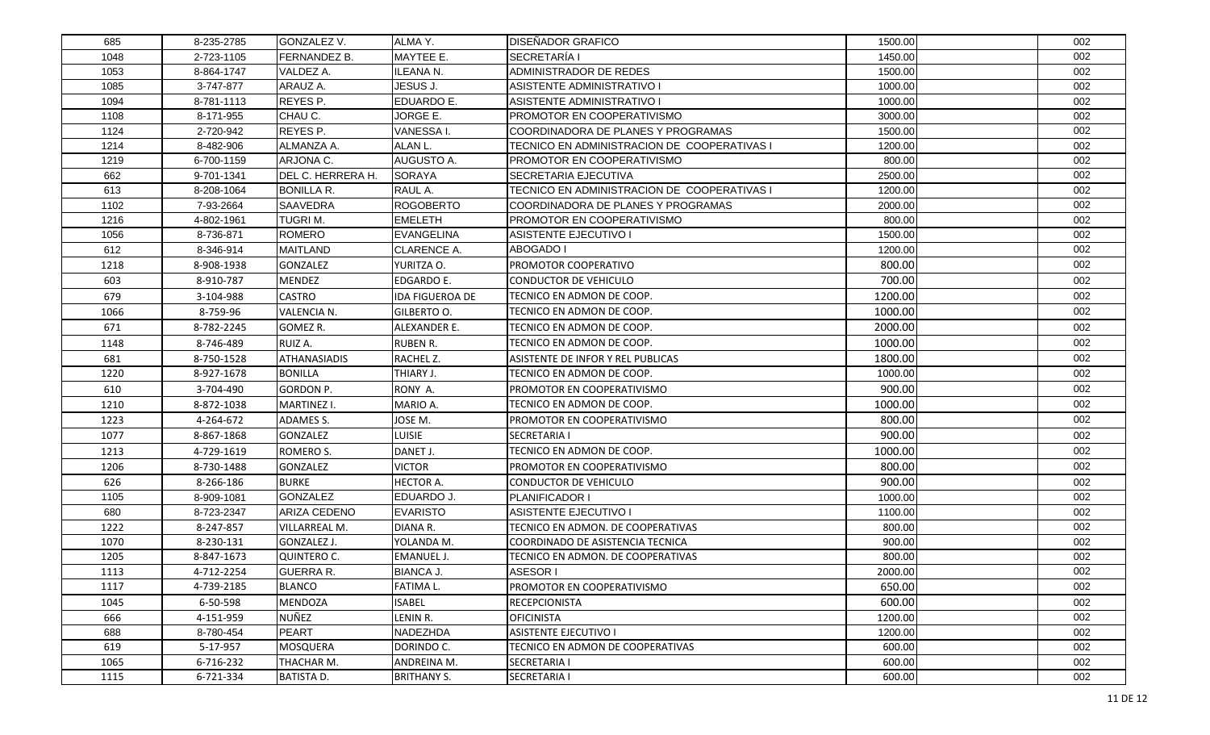| | | | | | | | |
|---|---|---|---|---|---|---|---|
| 685 | 8-235-2785 | GONZALEZ V. | ALMA Y. | DISEÑADOR GRAFICO | 1500.00 | | 002 |
| 1048 | 2-723-1105 | FERNANDEZ B. | MAYTEE E. | SECRETARÍA I | 1450.00 | | 002 |
| 1053 | 8-864-1747 | VALDEZ A. | ILEANA N. | ADMINISTRADOR DE REDES | 1500.00 | | 002 |
| 1085 | 3-747-877 | ARAUZ A. | JESUS J. | ASISTENTE ADMINISTRATIVO I | 1000.00 | | 002 |
| 1094 | 8-781-1113 | REYES P. | EDUARDO E. | ASISTENTE ADMINISTRATIVO I | 1000.00 | | 002 |
| 1108 | 8-171-955 | CHAU C. | JORGE E. | PROMOTOR EN COOPERATIVISMO | 3000.00 | | 002 |
| 1124 | 2-720-942 | REYES P. | VANESSA I. | COORDINADORA DE PLANES Y PROGRAMAS | 1500.00 | | 002 |
| 1214 | 8-482-906 | ALMANZA A. | ALAN L. | TECNICO EN ADMINISTRACION DE COOPERATIVAS I | 1200.00 | | 002 |
| 1219 | 6-700-1159 | ARJONA C. | AUGUSTO A. | PROMOTOR EN COOPERATIVISMO | 800.00 | | 002 |
| 662 | 9-701-1341 | DEL C. HERRERA H. | SORAYA | SECRETARIA EJECUTIVA | 2500.00 | | 002 |
| 613 | 8-208-1064 | BONILLA R. | RAUL A. | TECNICO EN ADMINISTRACION DE COOPERATIVAS I | 1200.00 | | 002 |
| 1102 | 7-93-2664 | SAAVEDRA | ROGOBERTO | COORDINADORA DE PLANES Y PROGRAMAS | 2000.00 | | 002 |
| 1216 | 4-802-1961 | TUGRI M. | EMELETH | PROMOTOR EN COOPERATIVISMO | 800.00 | | 002 |
| 1056 | 8-736-871 | ROMERO | EVANGELINA | ASISTENTE EJECUTIVO I | 1500.00 | | 002 |
| 612 | 8-346-914 | MAITLAND | CLARENCE A. | ABOGADO I | 1200.00 | | 002 |
| 1218 | 8-908-1938 | GONZALEZ | YURITZA O. | PROMOTOR COOPERATIVO | 800.00 | | 002 |
| 603 | 8-910-787 | MENDEZ | EDGARDO E. | CONDUCTOR DE VEHICULO | 700.00 | | 002 |
| 679 | 3-104-988 | CASTRO | IDA FIGUEROA DE | TECNICO EN ADMON DE COOP. | 1200.00 | | 002 |
| 1066 | 8-759-96 | VALENCIA N. | GILBERTO O. | TECNICO EN ADMON DE COOP. | 1000.00 | | 002 |
| 671 | 8-782-2245 | GOMEZ R. | ALEXANDER E. | TECNICO EN ADMON DE COOP. | 2000.00 | | 002 |
| 1148 | 8-746-489 | RUIZ A. | RUBEN R. | TECNICO EN ADMON DE COOP. | 1000.00 | | 002 |
| 681 | 8-750-1528 | ATHANASIADIS | RACHEL Z. | ASISTENTE DE INFOR Y REL PUBLICAS | 1800.00 | | 002 |
| 1220 | 8-927-1678 | BONILLA | THIARY J. | TECNICO EN ADMON DE COOP. | 1000.00 | | 002 |
| 610 | 3-704-490 | GORDON P. | RONY A. | PROMOTOR EN COOPERATIVISMO | 900.00 | | 002 |
| 1210 | 8-872-1038 | MARTINEZ I. | MARIO A. | TECNICO EN ADMON DE COOP. | 1000.00 | | 002 |
| 1223 | 4-264-672 | ADAMES S. | JOSE M. | PROMOTOR EN COOPERATIVISMO | 800.00 | | 002 |
| 1077 | 8-867-1868 | GONZALEZ | LUISIE | SECRETARIA I | 900.00 | | 002 |
| 1213 | 4-729-1619 | ROMERO S. | DANET J. | TECNICO EN ADMON DE COOP. | 1000.00 | | 002 |
| 1206 | 8-730-1488 | GONZALEZ | VICTOR | PROMOTOR EN COOPERATIVISMO | 800.00 | | 002 |
| 626 | 8-266-186 | BURKE | HECTOR A. | CONDUCTOR DE VEHICULO | 900.00 | | 002 |
| 1105 | 8-909-1081 | GONZALEZ | EDUARDO J. | PLANIFICADOR I | 1000.00 | | 002 |
| 680 | 8-723-2347 | ARIZA CEDENO | EVARISTO | ASISTENTE EJECUTIVO I | 1100.00 | | 002 |
| 1222 | 8-247-857 | VILLARREAL M. | DIANA R. | TECNICO EN ADMON. DE COOPERATIVAS | 800.00 | | 002 |
| 1070 | 8-230-131 | GONZALEZ J. | YOLANDA M. | COORDINADO DE ASISTENCIA TECNICA | 900.00 | | 002 |
| 1205 | 8-847-1673 | QUINTERO C. | EMANUEL J. | TECNICO EN ADMON. DE COOPERATIVAS | 800.00 | | 002 |
| 1113 | 4-712-2254 | GUERRA R. | BIANCA J. | ASESOR I | 2000.00 | | 002 |
| 1117 | 4-739-2185 | BLANCO | FATIMA L. | PROMOTOR EN COOPERATIVISMO | 650.00 | | 002 |
| 1045 | 6-50-598 | MENDOZA | ISABEL | RECEPCIONISTA | 600.00 | | 002 |
| 666 | 4-151-959 | NUÑEZ | LENIN R. | OFICINISTA | 1200.00 | | 002 |
| 688 | 8-780-454 | PEART | NADEZHDA | ASISTENTE EJECUTIVO I | 1200.00 | | 002 |
| 619 | 5-17-957 | MOSQUERA | DORINDO C. | TECNICO EN ADMON DE COOPERATIVAS | 600.00 | | 002 |
| 1065 | 6-716-232 | THACHAR M. | ANDREINA M. | SECRETARIA I | 600.00 | | 002 |
| 1115 | 6-721-334 | BATISTA D. | BRITHANY S. | SECRETARIA I | 600.00 | | 002 |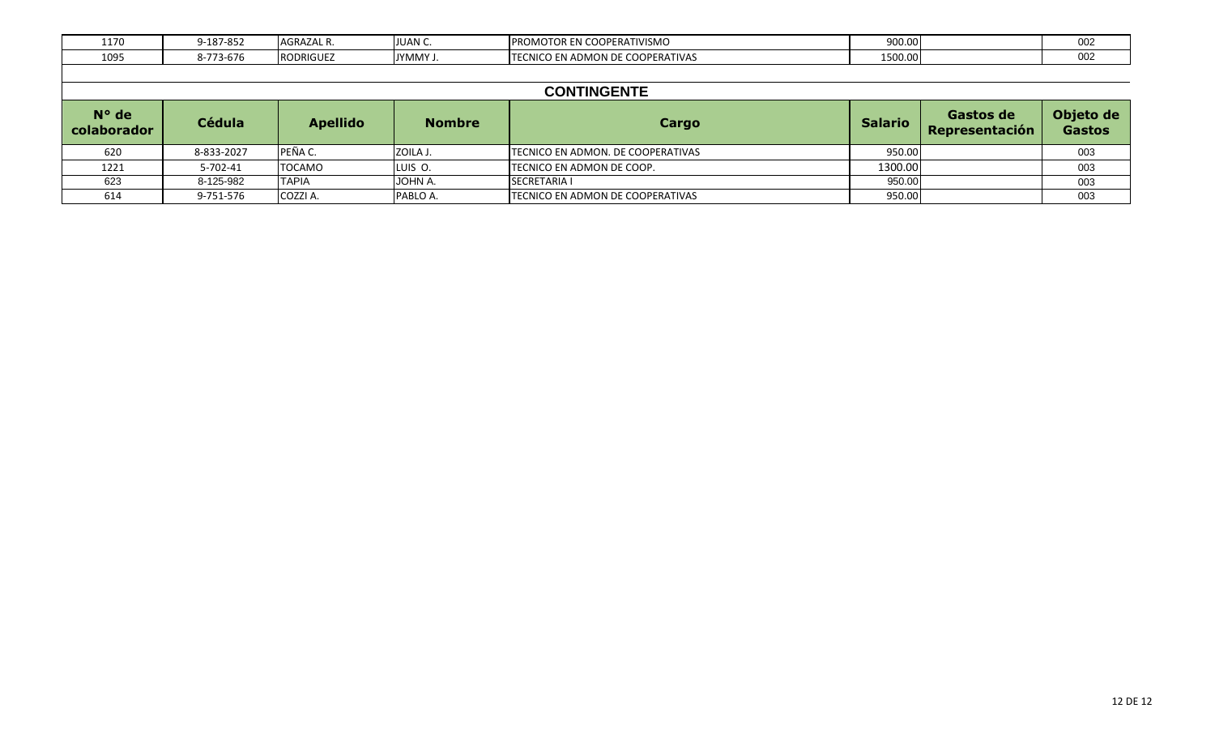| | | | | | | | |
|---|---|---|---|---|---|---|---|
| 1170 | 9-187-852 | AGRAZAL R. | JUAN C. | PROMOTOR EN COOPERATIVISMO | 900.00 | | 002 |
| 1095 | 8-773-676 | RODRIGUEZ | JYMMY J. | TECNICO EN ADMON DE COOPERATIVAS | 1500.00 | | 002 |

## CONTINGENTE

| N° de colaborador | Cédula | Apellido | Nombre | Cargo | Salario | Gastos de Representación | Objeto de Gastos |
|---|---|---|---|---|---|---|---|
| 620 | 8-833-2027 | PEÑA C. | ZOILA J. | TECNICO EN ADMON. DE COOPERATIVAS | 950.00 | | 003 |
| 1221 | 5-702-41 | TOCAMO | LUIS O. | TECNICO EN ADMON DE COOP. | 1300.00 | | 003 |
| 623 | 8-125-982 | TAPIA | JOHN A. | SECRETARIA I | 950.00 | | 003 |
| 614 | 9-751-576 | COZZI A. | PABLO A. | TECNICO EN ADMON DE COOPERATIVAS | 950.00 | | 003 |